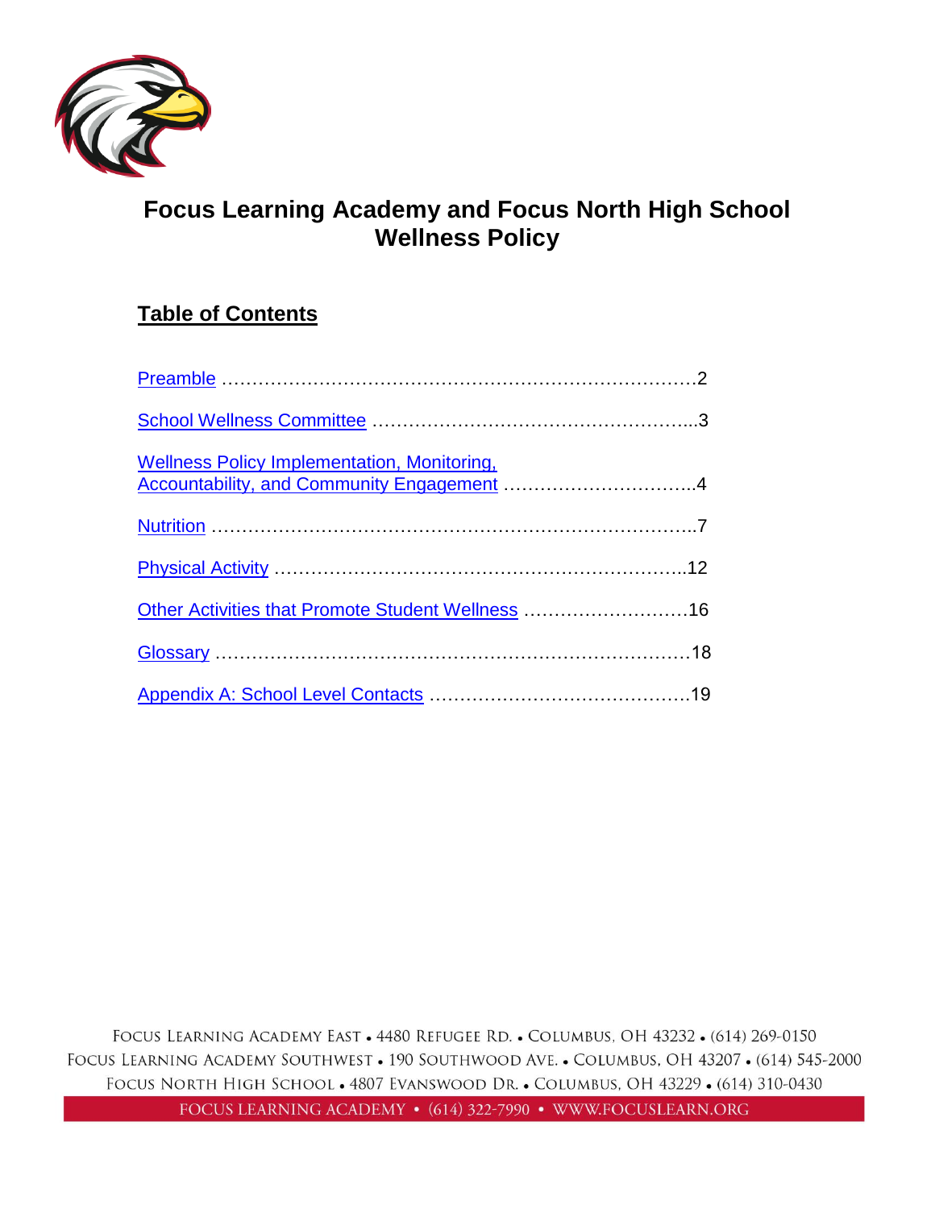# Focus Learning Academy and Focus North High School Wellness Policy

## Table of Contents

| Section | Page |
|---|---|
| Preamble | 2 |
| School Wellness Committee | 3 |
| Wellness Policy Implementation, Monitoring, Accountability, and Community Engagement | 4 |
| Nutrition | 7 |
| Physical Activity | 12 |
| Other Activities that Promote Student Wellness | 16 |
| Glossary | 18 |
| Appendix A: School Level Contacts | 19 |

Focus Learning Academy East • 4480 Refugee Rd. • Columbus, OH 43232 • (614) 269-0150
Focus Learning Academy Southwest • 190 Southwood Ave. • Columbus, OH 43207 • (614) 545-2000
Focus North High School • 4807 Evanswood Dr. • Columbus, OH 43229 • (614) 310-0430
Focus Learning Academy • (614) 322-7990 • www.focuslearn.org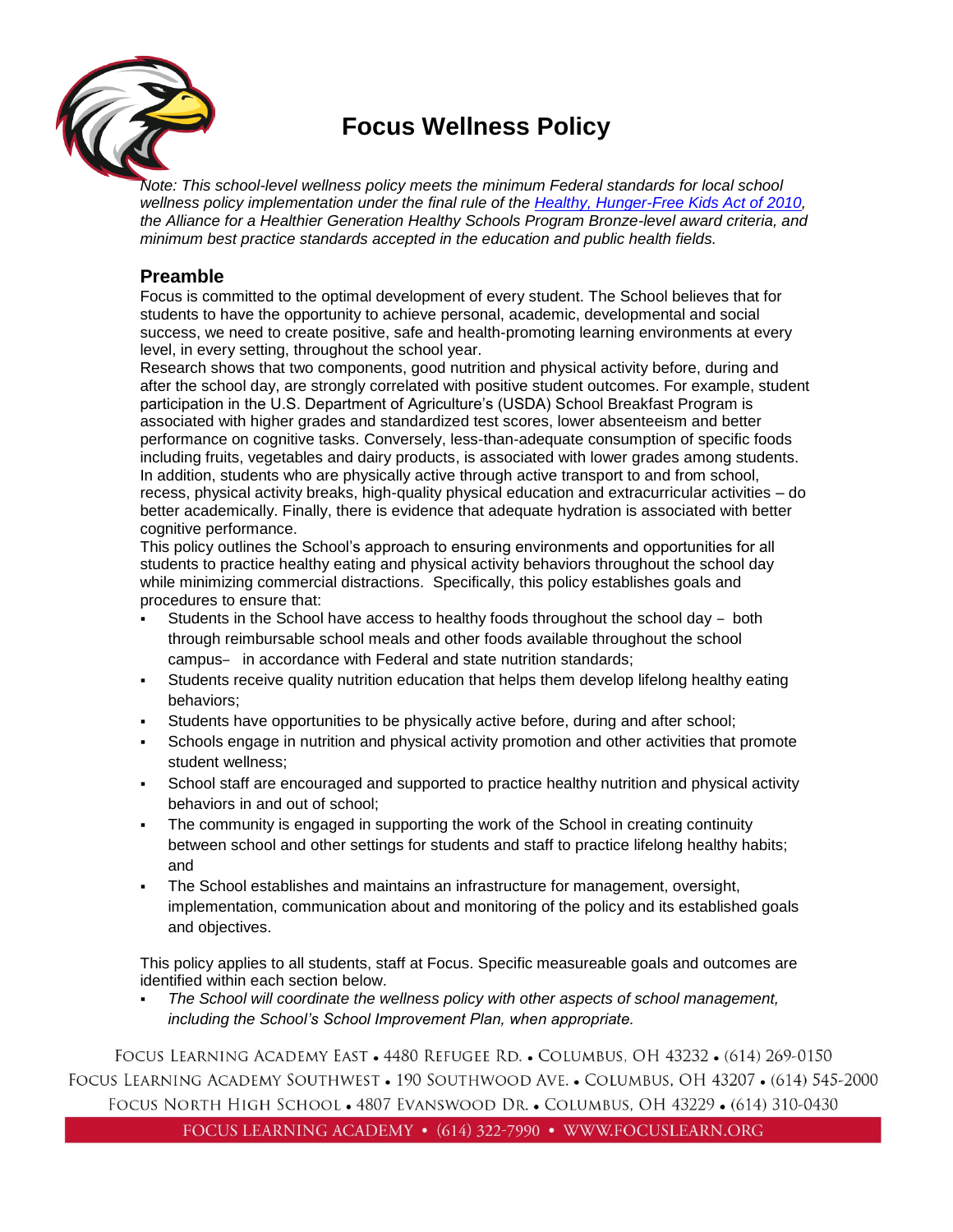# Focus Wellness Policy

*Note: This school-level wellness policy meets the minimum Federal standards for local school wellness policy implementation under the final rule of the [Healthy, Hunger-Free Kids Act of 2010](), the Alliance for a Healthier Generation Healthy Schools Program Bronze-level award criteria, and minimum best practice standards accepted in the education and public health fields.*

## Preamble

Focus is committed to the optimal development of every student. The School believes that for students to have the opportunity to achieve personal, academic, developmental and social success, we need to create positive, safe and health-promoting learning environments at every level, in every setting, throughout the school year.

Research shows that two components, good nutrition and physical activity before, during and after the school day, are strongly correlated with positive student outcomes. For example, student participation in the U.S. Department of Agriculture's (USDA) School Breakfast Program is associated with higher grades and standardized test scores, lower absenteeism and better performance on cognitive tasks. Conversely, less-than-adequate consumption of specific foods including fruits, vegetables and dairy products, is associated with lower grades among students. In addition, students who are physically active through active transport to and from school, recess, physical activity breaks, high-quality physical education and extracurricular activities – do better academically. Finally, there is evidence that adequate hydration is associated with better cognitive performance.

This policy outlines the School's approach to ensuring environments and opportunities for all students to practice healthy eating and physical activity behaviors throughout the school day while minimizing commercial distractions. Specifically, this policy establishes goals and procedures to ensure that:

- Students in the School have access to healthy foods throughout the school day – both through reimbursable school meals and other foods available throughout the school campus– in accordance with Federal and state nutrition standards;
- Students receive quality nutrition education that helps them develop lifelong healthy eating behaviors;
- Students have opportunities to be physically active before, during and after school;
- Schools engage in nutrition and physical activity promotion and other activities that promote student wellness;
- School staff are encouraged and supported to practice healthy nutrition and physical activity behaviors in and out of school;
- The community is engaged in supporting the work of the School in creating continuity between school and other settings for students and staff to practice lifelong healthy habits; and
- The School establishes and maintains an infrastructure for management, oversight, implementation, communication about and monitoring of the policy and its established goals and objectives.

This policy applies to all students, staff at Focus. Specific measureable goals and outcomes are identified within each section below.

- *The School will coordinate the wellness policy with other aspects of school management, including the School's School Improvement Plan, when appropriate.*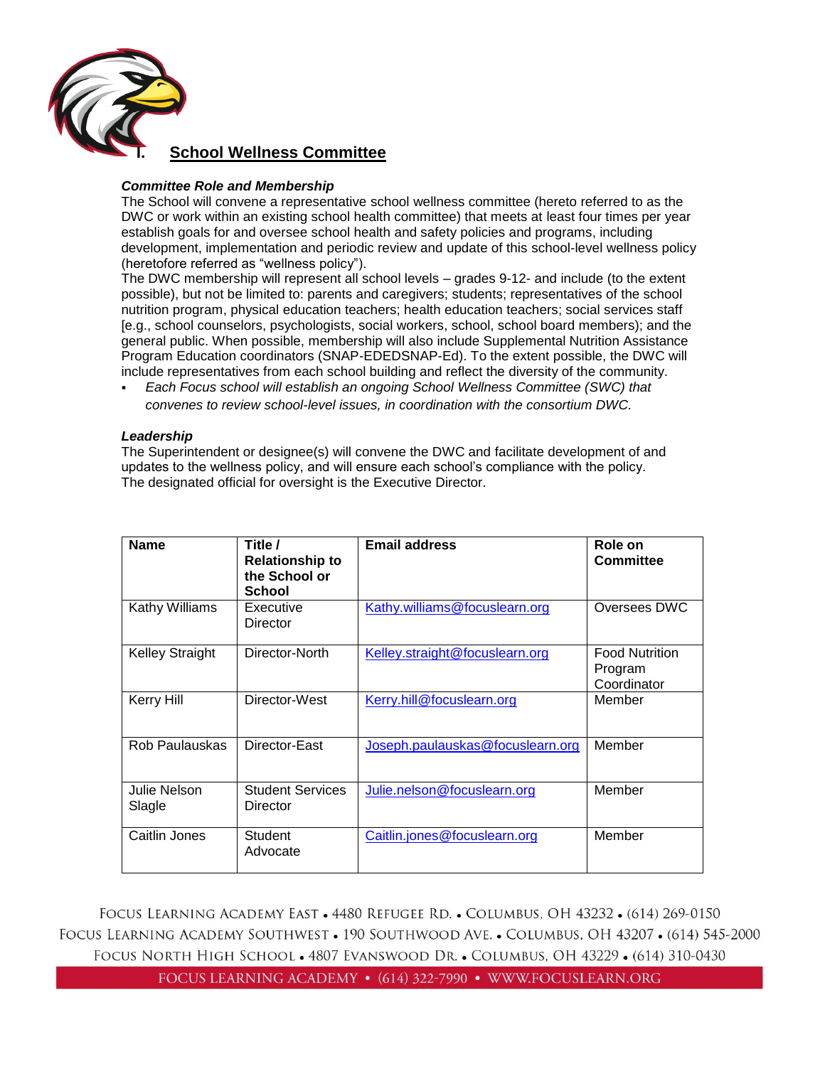## I. School Wellness Committee

***Committee Role and Membership***

The School will convene a representative school wellness committee (hereto referred to as the DWC or work within an existing school health committee) that meets at least four times per year establish goals for and oversee school health and safety policies and programs, including development, implementation and periodic review and update of this school-level wellness policy (heretofore referred as "wellness policy").

The DWC membership will represent all school levels – grades 9-12- and include (to the extent possible), but not be limited to: parents and caregivers; students; representatives of the school nutrition program, physical education teachers; health education teachers; social services staff [e.g., school counselors, psychologists, social workers, school, school board members); and the general public. When possible, membership will also include Supplemental Nutrition Assistance Program Education coordinators (SNAP-EDEDSNAP-Ed). To the extent possible, the DWC will include representatives from each school building and reflect the diversity of the community.

- *Each Focus school will establish an ongoing School Wellness Committee (SWC) that convenes to review school-level issues, in coordination with the consortium DWC.*

***Leadership***

The Superintendent or designee(s) will convene the DWC and facilitate development of and updates to the wellness policy, and will ensure each school's compliance with the policy.
The designated official for oversight is the Executive Director.

| Name | Title / Relationship to the School or School | Email address | Role on Committee |
|---|---|---|---|
| Kathy Williams | Executive Director | Kathy.williams@focuslearn.org | Oversees DWC |
| Kelley Straight | Director-North | Kelley.straight@focuslearn.org | Food Nutrition Program Coordinator |
| Kerry Hill | Director-West | Kerry.hill@focuslearn.org | Member |
| Rob Paulauskas | Director-East | Joseph.paulauskas@focuslearn.org | Member |
| Julie Nelson Slagle | Student Services Director | Julie.nelson@focuslearn.org | Member |
| Caitlin Jones | Student Advocate | Caitlin.jones@focuslearn.org | Member |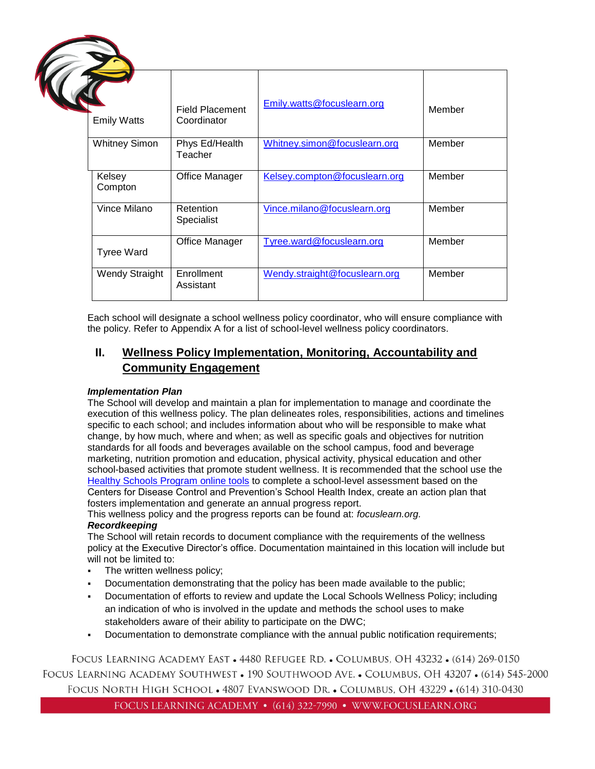| | | | |
|---|---|---|---|
| Emily Watts | Field Placement Coordinator | [Emily.watts@focuslearn.org](mailto:Emily.watts@focuslearn.org) | Member |
| Whitney Simon | Phys Ed/Health Teacher | [Whitney.simon@focuslearn.org](mailto:Whitney.simon@focuslearn.org) | Member |
| Kelsey Compton | Office Manager | [Kelsey.compton@focuslearn.org](mailto:Kelsey.compton@focuslearn.org) | Member |
| Vince Milano | Retention Specialist | [Vince.milano@focuslearn.org](mailto:Vince.milano@focuslearn.org) | Member |
| Tyree Ward | Office Manager | [Tyree.ward@focuslearn.org](mailto:Tyree.ward@focuslearn.org) | Member |
| Wendy Straight | Enrollment Assistant | [Wendy.straight@focuslearn.org](mailto:Wendy.straight@focuslearn.org) | Member |

Each school will designate a school wellness policy coordinator, who will ensure compliance with the policy. Refer to Appendix A for a list of school-level wellness policy coordinators.

## II. Wellness Policy Implementation, Monitoring, Accountability and Community Engagement

***Implementation Plan***

The School will develop and maintain a plan for implementation to manage and coordinate the execution of this wellness policy. The plan delineates roles, responsibilities, actions and timelines specific to each school; and includes information about who will be responsible to make what change, by how much, where and when; as well as specific goals and objectives for nutrition standards for all foods and beverages available on the school campus, food and beverage marketing, nutrition promotion and education, physical activity, physical education and other school-based activities that promote student wellness. It is recommended that the school use the Healthy Schools Program online tools to complete a school-level assessment based on the Centers for Disease Control and Prevention's School Health Index, create an action plan that fosters implementation and generate an annual progress report.

This wellness policy and the progress reports can be found at: *focuslearn.org.*

***Recordkeeping***

The School will retain records to document compliance with the requirements of the wellness policy at the Executive Director's office. Documentation maintained in this location will include but will not be limited to:

- The written wellness policy;
- Documentation demonstrating that the policy has been made available to the public;
- Documentation of efforts to review and update the Local Schools Wellness Policy; including an indication of who is involved in the update and methods the school uses to make stakeholders aware of their ability to participate on the DWC;
- Documentation to demonstrate compliance with the annual public notification requirements;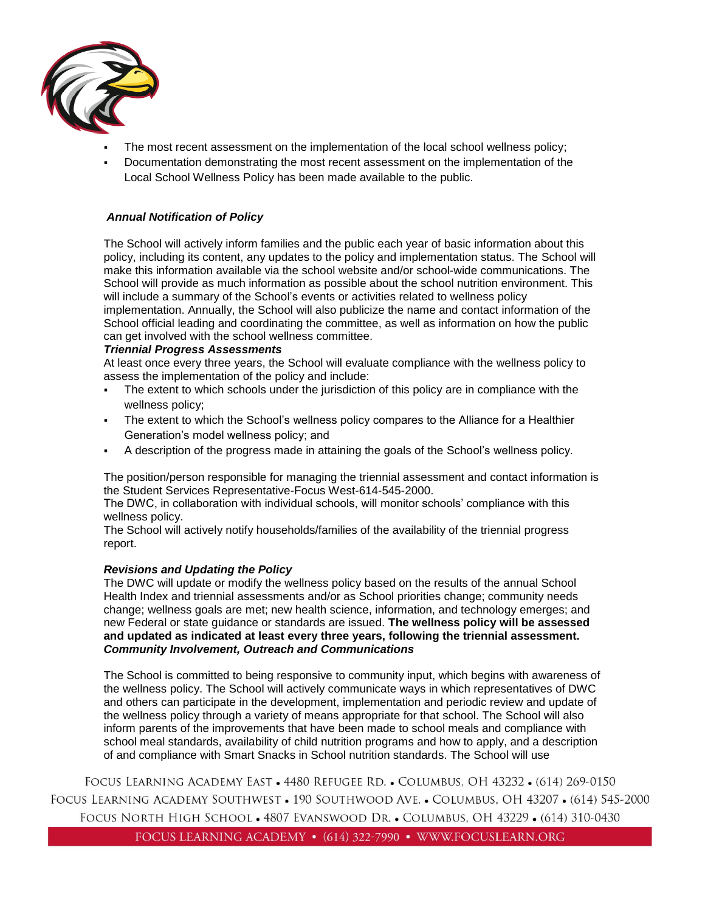- The most recent assessment on the implementation of the local school wellness policy;
- Documentation demonstrating the most recent assessment on the implementation of the Local School Wellness Policy has been made available to the public.

***Annual Notification of Policy***

The School will actively inform families and the public each year of basic information about this policy, including its content, any updates to the policy and implementation status. The School will make this information available via the school website and/or school-wide communications. The School will provide as much information as possible about the school nutrition environment. This will include a summary of the School's events or activities related to wellness policy implementation. Annually, the School will also publicize the name and contact information of the School official leading and coordinating the committee, as well as information on how the public can get involved with the school wellness committee.

***Triennial Progress Assessments***

At least once every three years, the School will evaluate compliance with the wellness policy to assess the implementation of the policy and include:

- The extent to which schools under the jurisdiction of this policy are in compliance with the wellness policy;
- The extent to which the School's wellness policy compares to the Alliance for a Healthier Generation's model wellness policy; and
- A description of the progress made in attaining the goals of the School's wellness policy.

The position/person responsible for managing the triennial assessment and contact information is the Student Services Representative-Focus West-614-545-2000.

The DWC, in collaboration with individual schools, will monitor schools' compliance with this wellness policy.

The School will actively notify households/families of the availability of the triennial progress report.

***Revisions and Updating the Policy***

The DWC will update or modify the wellness policy based on the results of the annual School Health Index and triennial assessments and/or as School priorities change; community needs change; wellness goals are met; new health science, information, and technology emerges; and new Federal or state guidance or standards are issued. **The wellness policy will be assessed and updated as indicated at least every three years, following the triennial assessment.**

***Community Involvement, Outreach and Communications***

The School is committed to being responsive to community input, which begins with awareness of the wellness policy. The School will actively communicate ways in which representatives of DWC and others can participate in the development, implementation and periodic review and update of the wellness policy through a variety of means appropriate for that school. The School will also inform parents of the improvements that have been made to school meals and compliance with school meal standards, availability of child nutrition programs and how to apply, and a description of and compliance with Smart Snacks in School nutrition standards. The School will use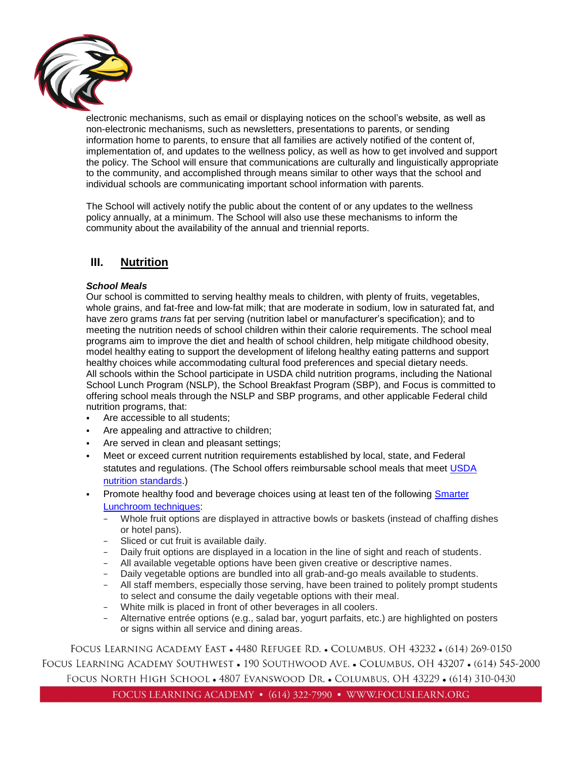electronic mechanisms, such as email or displaying notices on the school's website, as well as non-electronic mechanisms, such as newsletters, presentations to parents, or sending information home to parents, to ensure that all families are actively notified of the content of, implementation of, and updates to the wellness policy, as well as how to get involved and support the policy. The School will ensure that communications are culturally and linguistically appropriate to the community, and accomplished through means similar to other ways that the school and individual schools are communicating important school information with parents.

The School will actively notify the public about the content of or any updates to the wellness policy annually, at a minimum. The School will also use these mechanisms to inform the community about the availability of the annual and triennial reports.

## III. Nutrition

***School Meals***

Our school is committed to serving healthy meals to children, with plenty of fruits, vegetables, whole grains, and fat-free and low-fat milk; that are moderate in sodium, low in saturated fat, and have zero grams *trans* fat per serving (nutrition label or manufacturer's specification); and to meeting the nutrition needs of school children within their calorie requirements. The school meal programs aim to improve the diet and health of school children, help mitigate childhood obesity, model healthy eating to support the development of lifelong healthy eating patterns and support healthy choices while accommodating cultural food preferences and special dietary needs.
All schools within the School participate in USDA child nutrition programs, including the National School Lunch Program (NSLP), the School Breakfast Program (SBP), and Focus is committed to offering school meals through the NSLP and SBP programs, and other applicable Federal child nutrition programs, that:

- Are accessible to all students;
- Are appealing and attractive to children;
- Are served in clean and pleasant settings;
- Meet or exceed current nutrition requirements established by local, state, and Federal statutes and regulations. (The School offers reimbursable school meals that meet USDA nutrition standards.)
- Promote healthy food and beverage choices using at least ten of the following Smarter Lunchroom techniques:
  - Whole fruit options are displayed in attractive bowls or baskets (instead of chaffing dishes or hotel pans).
  - Sliced or cut fruit is available daily.
  - Daily fruit options are displayed in a location in the line of sight and reach of students.
  - All available vegetable options have been given creative or descriptive names.
  - Daily vegetable options are bundled into all grab-and-go meals available to students.
  - All staff members, especially those serving, have been trained to politely prompt students to select and consume the daily vegetable options with their meal.
  - White milk is placed in front of other beverages in all coolers.
  - Alternative entrée options (e.g., salad bar, yogurt parfaits, etc.) are highlighted on posters or signs within all service and dining areas.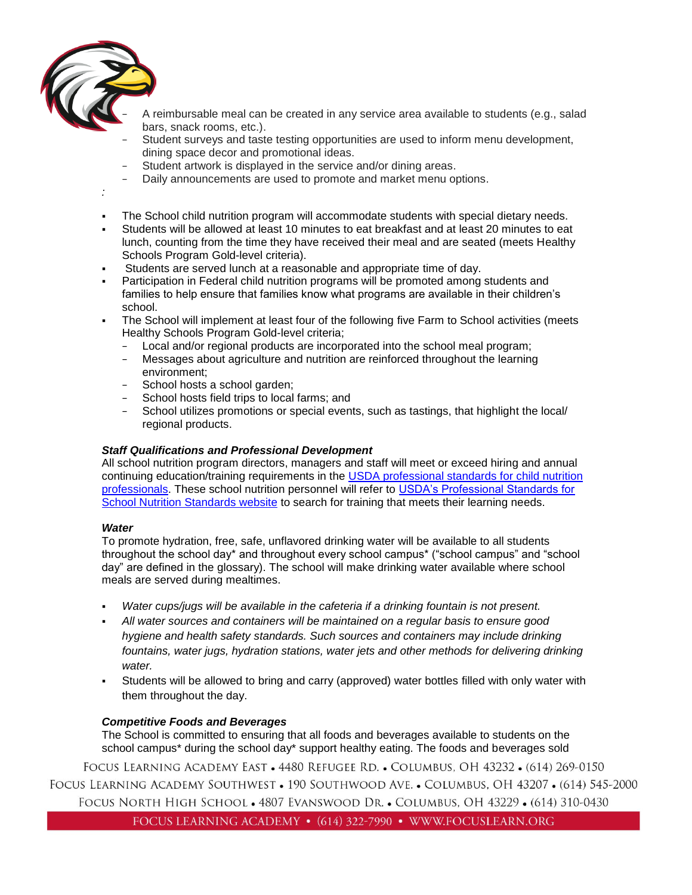- A reimbursable meal can be created in any service area available to students (e.g., salad bars, snack rooms, etc.).
- Student surveys and taste testing opportunities are used to inform menu development, dining space decor and promotional ideas.
- Student artwork is displayed in the service and/or dining areas.
- Daily announcements are used to promote and market menu options.

*:*

- The School child nutrition program will accommodate students with special dietary needs.
- Students will be allowed at least 10 minutes to eat breakfast and at least 20 minutes to eat lunch, counting from the time they have received their meal and are seated (meets Healthy Schools Program Gold-level criteria).
- Students are served lunch at a reasonable and appropriate time of day.
- Participation in Federal child nutrition programs will be promoted among students and families to help ensure that families know what programs are available in their children's school.
- The School will implement at least four of the following five Farm to School activities (meets Healthy Schools Program Gold-level criteria;
  - Local and/or regional products are incorporated into the school meal program;
  - Messages about agriculture and nutrition are reinforced throughout the learning environment;
  - School hosts a school garden;
  - School hosts field trips to local farms; and
  - School utilizes promotions or special events, such as tastings, that highlight the local/ regional products.

***Staff Qualifications and Professional Development***

All school nutrition program directors, managers and staff will meet or exceed hiring and annual continuing education/training requirements in the USDA professional standards for child nutrition professionals. These school nutrition personnel will refer to USDA's Professional Standards for School Nutrition Standards website to search for training that meets their learning needs.

***Water***

To promote hydration, free, safe, unflavored drinking water will be available to all students throughout the school day* and throughout every school campus* ("school campus" and "school day" are defined in the glossary). The school will make drinking water available where school meals are served during mealtimes.

- *Water cups/jugs will be available in the cafeteria if a drinking fountain is not present.*
- *All water sources and containers will be maintained on a regular basis to ensure good hygiene and health safety standards. Such sources and containers may include drinking fountains, water jugs, hydration stations, water jets and other methods for delivering drinking water.*
- Students will be allowed to bring and carry (approved) water bottles filled with only water with them throughout the day.

***Competitive Foods and Beverages***

The School is committed to ensuring that all foods and beverages available to students on the school campus* during the school day* support healthy eating. The foods and beverages sold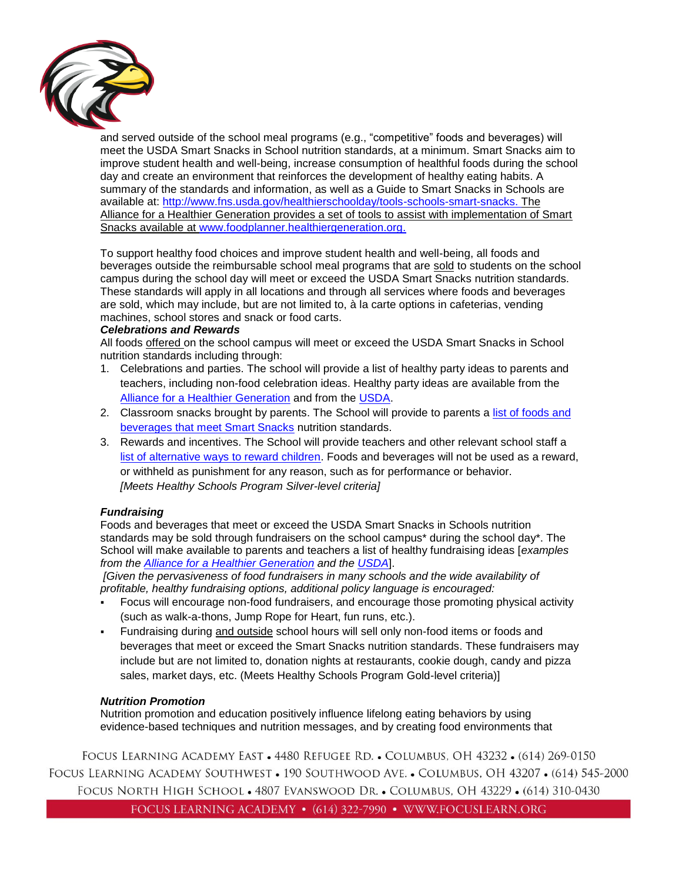and served outside of the school meal programs (e.g., "competitive" foods and beverages) will meet the USDA Smart Snacks in School nutrition standards, at a minimum. Smart Snacks aim to improve student health and well-being, increase consumption of healthful foods during the school day and create an environment that reinforces the development of healthy eating habits. A summary of the standards and information, as well as a Guide to Smart Snacks in Schools are available at: http://www.fns.usda.gov/healthierschoolday/tools-schools-smart-snacks. The Alliance for a Healthier Generation provides a set of tools to assist with implementation of Smart Snacks available at www.foodplanner.healthiergeneration.org.

To support healthy food choices and improve student health and well-being, all foods and beverages outside the reimbursable school meal programs that are sold to students on the school campus during the school day will meet or exceed the USDA Smart Snacks nutrition standards. These standards will apply in all locations and through all services where foods and beverages are sold, which may include, but are not limited to, à la carte options in cafeterias, vending machines, school stores and snack or food carts.

***Celebrations and Rewards***

All foods offered on the school campus will meet or exceed the USDA Smart Snacks in School nutrition standards including through:

1. Celebrations and parties. The school will provide a list of healthy party ideas to parents and teachers, including non-food celebration ideas. Healthy party ideas are available from the Alliance for a Healthier Generation and from the USDA.
2. Classroom snacks brought by parents. The School will provide to parents a list of foods and beverages that meet Smart Snacks nutrition standards.
3. Rewards and incentives. The School will provide teachers and other relevant school staff a list of alternative ways to reward children. Foods and beverages will not be used as a reward, or withheld as punishment for any reason, such as for performance or behavior. *[Meets Healthy Schools Program Silver-level criteria]*

***Fundraising***

Foods and beverages that meet or exceed the USDA Smart Snacks in Schools nutrition standards may be sold through fundraisers on the school campus* during the school day*. The School will make available to parents and teachers a list of healthy fundraising ideas [*examples from the Alliance for a Healthier Generation and the USDA*].

*[Given the pervasiveness of food fundraisers in many schools and the wide availability of profitable, healthy fundraising options, additional policy language is encouraged:*

- Focus will encourage non-food fundraisers, and encourage those promoting physical activity (such as walk-a-thons, Jump Rope for Heart, fun runs, etc.).
- Fundraising during and outside school hours will sell only non-food items or foods and beverages that meet or exceed the Smart Snacks nutrition standards. These fundraisers may include but are not limited to, donation nights at restaurants, cookie dough, candy and pizza sales, market days, etc. (Meets Healthy Schools Program Gold-level criteria)]

***Nutrition Promotion***

Nutrition promotion and education positively influence lifelong eating behaviors by using evidence-based techniques and nutrition messages, and by creating food environments that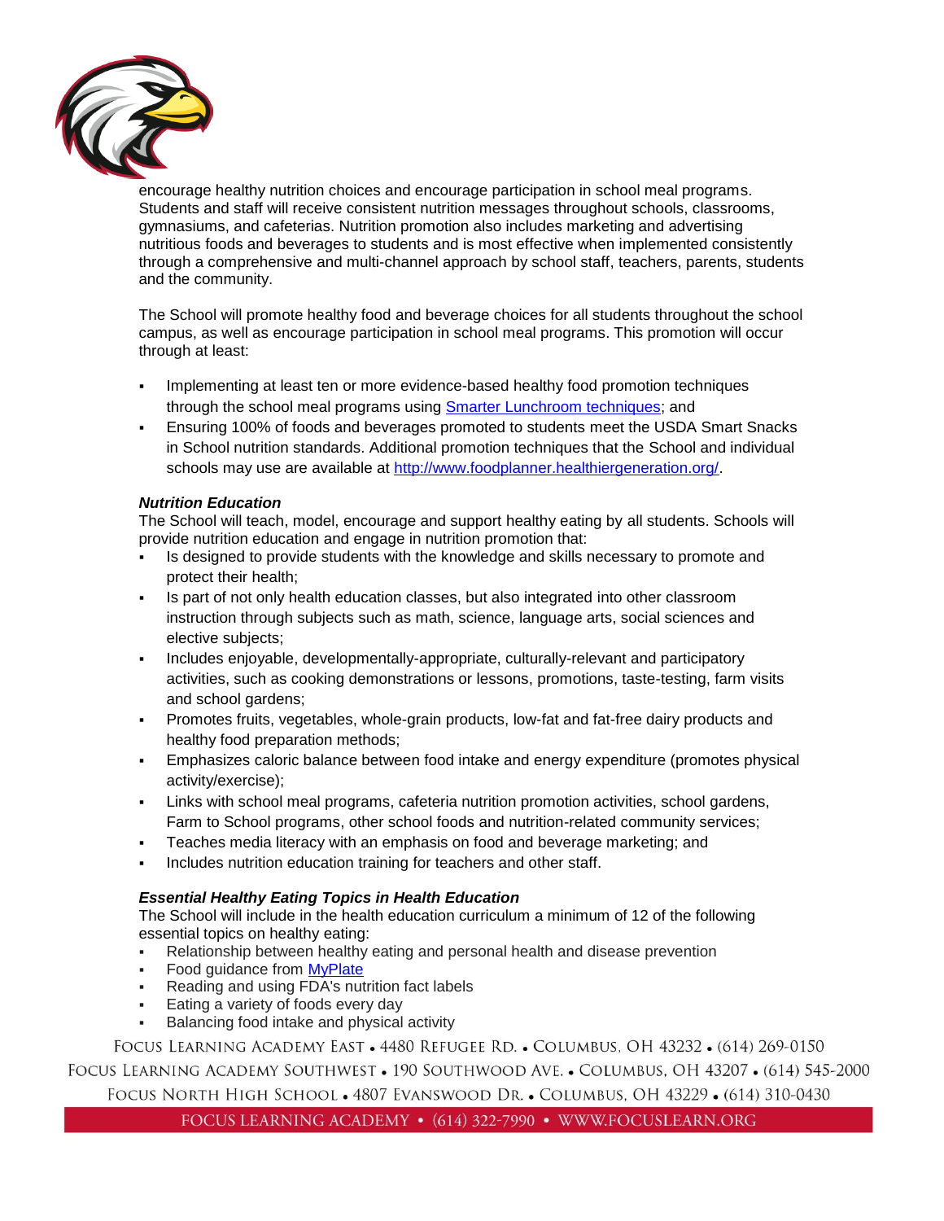encourage healthy nutrition choices and encourage participation in school meal programs. Students and staff will receive consistent nutrition messages throughout schools, classrooms, gymnasiums, and cafeterias. Nutrition promotion also includes marketing and advertising nutritious foods and beverages to students and is most effective when implemented consistently through a comprehensive and multi-channel approach by school staff, teachers, parents, students and the community.

The School will promote healthy food and beverage choices for all students throughout the school campus, as well as encourage participation in school meal programs. This promotion will occur through at least:

- Implementing at least ten or more evidence-based healthy food promotion techniques through the school meal programs using Smarter Lunchroom techniques; and
- Ensuring 100% of foods and beverages promoted to students meet the USDA Smart Snacks in School nutrition standards. Additional promotion techniques that the School and individual schools may use are available at http://www.foodplanner.healthiergeneration.org/.

***Nutrition Education***

The School will teach, model, encourage and support healthy eating by all students. Schools will provide nutrition education and engage in nutrition promotion that:

- Is designed to provide students with the knowledge and skills necessary to promote and protect their health;
- Is part of not only health education classes, but also integrated into other classroom instruction through subjects such as math, science, language arts, social sciences and elective subjects;
- Includes enjoyable, developmentally-appropriate, culturally-relevant and participatory activities, such as cooking demonstrations or lessons, promotions, taste-testing, farm visits and school gardens;
- Promotes fruits, vegetables, whole-grain products, low-fat and fat-free dairy products and healthy food preparation methods;
- Emphasizes caloric balance between food intake and energy expenditure (promotes physical activity/exercise);
- Links with school meal programs, cafeteria nutrition promotion activities, school gardens, Farm to School programs, other school foods and nutrition-related community services;
- Teaches media literacy with an emphasis on food and beverage marketing; and
- Includes nutrition education training for teachers and other staff.

***Essential Healthy Eating Topics in Health Education***

The School will include in the health education curriculum a minimum of 12 of the following essential topics on healthy eating:

- Relationship between healthy eating and personal health and disease prevention
- Food guidance from MyPlate
- Reading and using FDA's nutrition fact labels
- Eating a variety of foods every day
- Balancing food intake and physical activity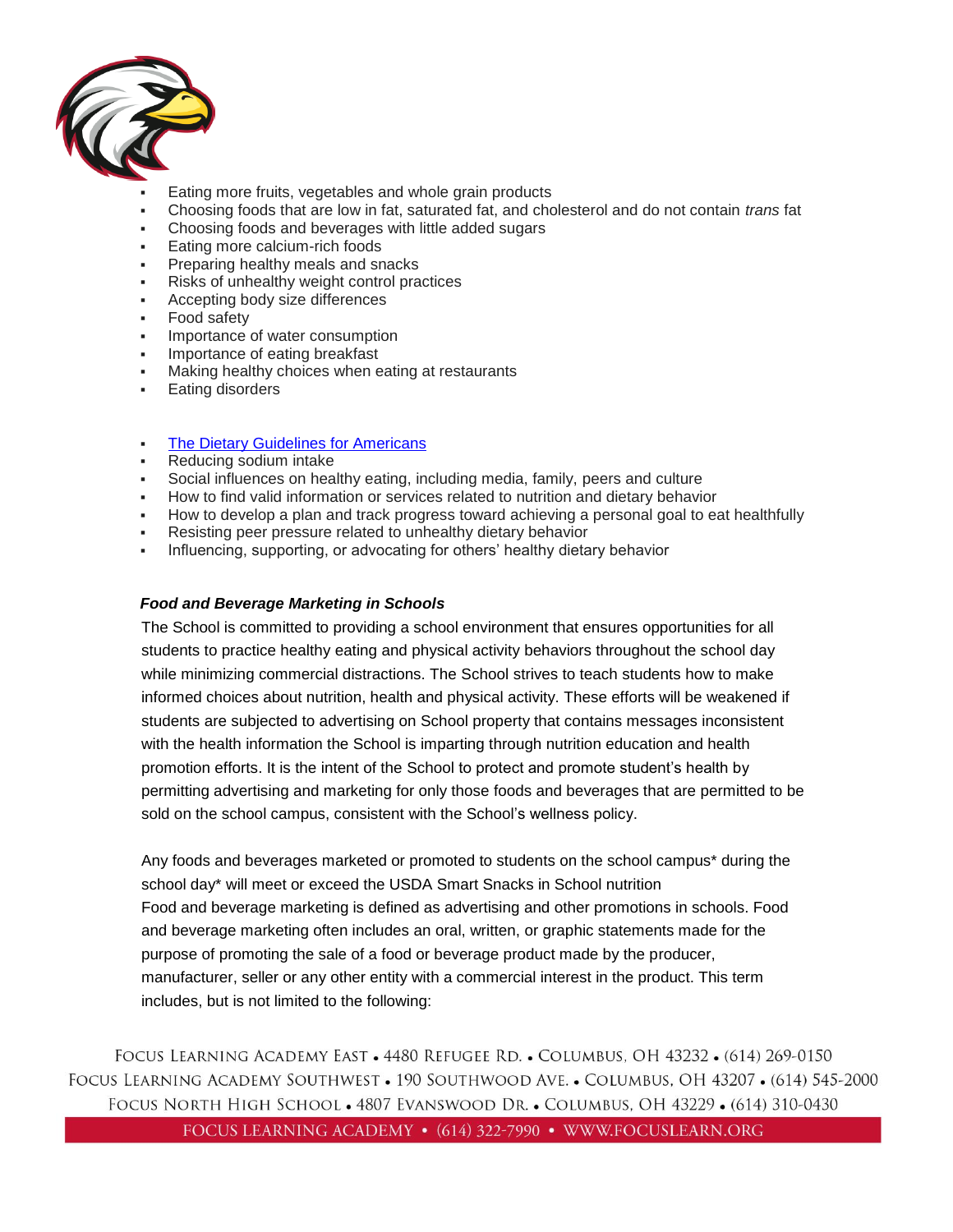- Eating more fruits, vegetables and whole grain products
- Choosing foods that are low in fat, saturated fat, and cholesterol and do not contain *trans* fat
- Choosing foods and beverages with little added sugars
- Eating more calcium-rich foods
- Preparing healthy meals and snacks
- Risks of unhealthy weight control practices
- Accepting body size differences
- Food safety
- Importance of water consumption
- Importance of eating breakfast
- Making healthy choices when eating at restaurants
- Eating disorders

- The Dietary Guidelines for Americans
- Reducing sodium intake
- Social influences on healthy eating, including media, family, peers and culture
- How to find valid information or services related to nutrition and dietary behavior
- How to develop a plan and track progress toward achieving a personal goal to eat healthfully
- Resisting peer pressure related to unhealthy dietary behavior
- Influencing, supporting, or advocating for others' healthy dietary behavior

***Food and Beverage Marketing in Schools***

The School is committed to providing a school environment that ensures opportunities for all students to practice healthy eating and physical activity behaviors throughout the school day while minimizing commercial distractions. The School strives to teach students how to make informed choices about nutrition, health and physical activity. These efforts will be weakened if students are subjected to advertising on School property that contains messages inconsistent with the health information the School is imparting through nutrition education and health promotion efforts. It is the intent of the School to protect and promote student's health by permitting advertising and marketing for only those foods and beverages that are permitted to be sold on the school campus, consistent with the School's wellness policy.

Any foods and beverages marketed or promoted to students on the school campus* during the school day* will meet or exceed the USDA Smart Snacks in School nutrition
Food and beverage marketing is defined as advertising and other promotions in schools. Food and beverage marketing often includes an oral, written, or graphic statements made for the purpose of promoting the sale of a food or beverage product made by the producer, manufacturer, seller or any other entity with a commercial interest in the product. This term includes, but is not limited to the following: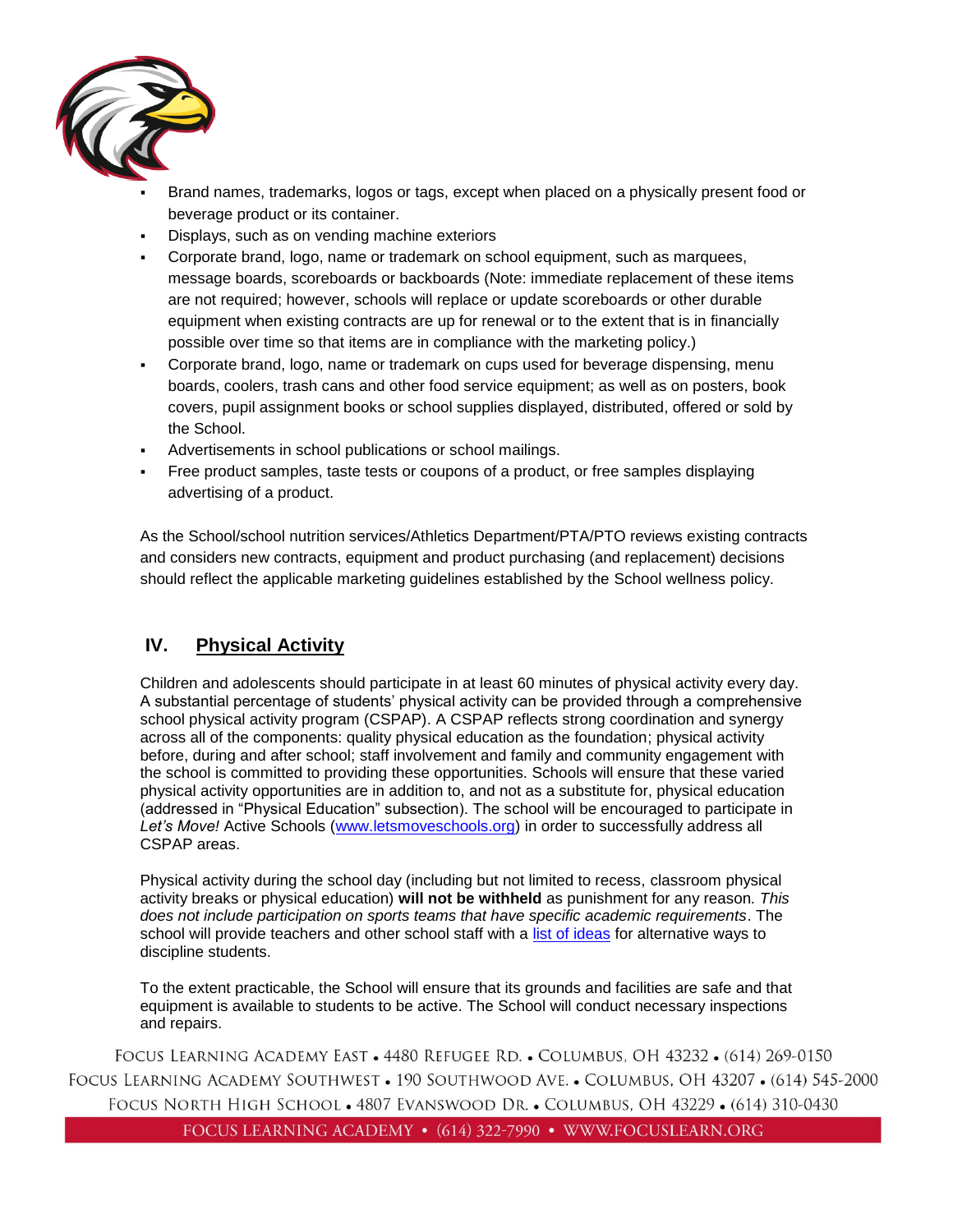- Brand names, trademarks, logos or tags, except when placed on a physically present food or beverage product or its container.
- Displays, such as on vending machine exteriors
- Corporate brand, logo, name or trademark on school equipment, such as marquees, message boards, scoreboards or backboards (Note: immediate replacement of these items are not required; however, schools will replace or update scoreboards or other durable equipment when existing contracts are up for renewal or to the extent that is in financially possible over time so that items are in compliance with the marketing policy.)
- Corporate brand, logo, name or trademark on cups used for beverage dispensing, menu boards, coolers, trash cans and other food service equipment; as well as on posters, book covers, pupil assignment books or school supplies displayed, distributed, offered or sold by the School.
- Advertisements in school publications or school mailings.
- Free product samples, taste tests or coupons of a product, or free samples displaying advertising of a product.

As the School/school nutrition services/Athletics Department/PTA/PTO reviews existing contracts and considers new contracts, equipment and product purchasing (and replacement) decisions should reflect the applicable marketing guidelines established by the School wellness policy.

## IV. Physical Activity

Children and adolescents should participate in at least 60 minutes of physical activity every day. A substantial percentage of students' physical activity can be provided through a comprehensive school physical activity program (CSPAP). A CSPAP reflects strong coordination and synergy across all of the components: quality physical education as the foundation; physical activity before, during and after school; staff involvement and family and community engagement with the school is committed to providing these opportunities. Schools will ensure that these varied physical activity opportunities are in addition to, and not as a substitute for, physical education (addressed in "Physical Education" subsection). The school will be encouraged to participate in *Let's Move!* Active Schools (www.letsmoveschools.org) in order to successfully address all CSPAP areas.

Physical activity during the school day (including but not limited to recess, classroom physical activity breaks or physical education) **will not be withheld** as punishment for any reason. *This does not include participation on sports teams that have specific academic requirements*. The school will provide teachers and other school staff with a list of ideas for alternative ways to discipline students.

To the extent practicable, the School will ensure that its grounds and facilities are safe and that equipment is available to students to be active. The School will conduct necessary inspections and repairs.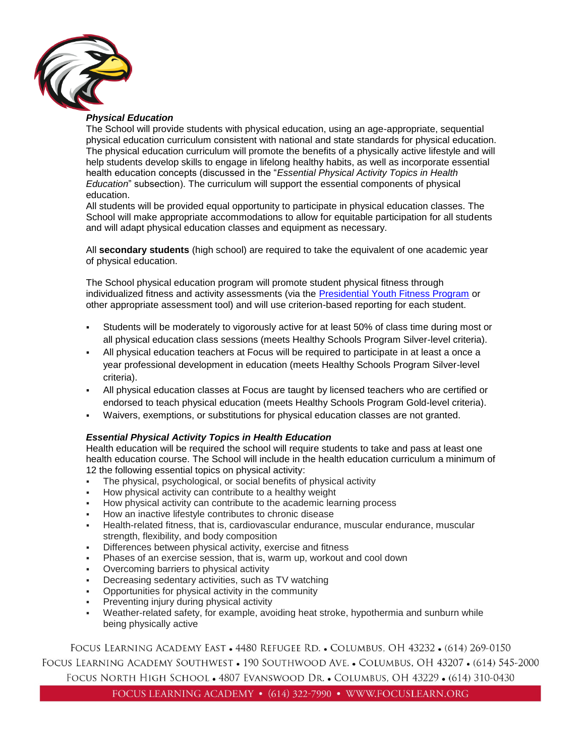***Physical Education***

The School will provide students with physical education, using an age-appropriate, sequential physical education curriculum consistent with national and state standards for physical education. The physical education curriculum will promote the benefits of a physically active lifestyle and will help students develop skills to engage in lifelong healthy habits, as well as incorporate essential health education concepts (discussed in the "*Essential Physical Activity Topics in Health Education*" subsection). The curriculum will support the essential components of physical education.

All students will be provided equal opportunity to participate in physical education classes. The School will make appropriate accommodations to allow for equitable participation for all students and will adapt physical education classes and equipment as necessary.

All **secondary students** (high school) are required to take the equivalent of one academic year of physical education.

The School physical education program will promote student physical fitness through individualized fitness and activity assessments (via the [Presidential Youth Fitness Program]() or other appropriate assessment tool) and will use criterion-based reporting for each student.

- Students will be moderately to vigorously active for at least 50% of class time during most or all physical education class sessions (meets Healthy Schools Program Silver-level criteria).
- All physical education teachers at Focus will be required to participate in at least a once a year professional development in education (meets Healthy Schools Program Silver-level criteria).
- All physical education classes at Focus are taught by licensed teachers who are certified or endorsed to teach physical education (meets Healthy Schools Program Gold-level criteria).
- Waivers, exemptions, or substitutions for physical education classes are not granted.

***Essential Physical Activity Topics in Health Education***

Health education will be required the school will require students to take and pass at least one health education course. The School will include in the health education curriculum a minimum of 12 the following essential topics on physical activity:

- The physical, psychological, or social benefits of physical activity
- How physical activity can contribute to a healthy weight
- How physical activity can contribute to the academic learning process
- How an inactive lifestyle contributes to chronic disease
- Health-related fitness, that is, cardiovascular endurance, muscular endurance, muscular strength, flexibility, and body composition
- Differences between physical activity, exercise and fitness
- Phases of an exercise session, that is, warm up, workout and cool down
- Overcoming barriers to physical activity
- Decreasing sedentary activities, such as TV watching
- Opportunities for physical activity in the community
- Preventing injury during physical activity
- Weather-related safety, for example, avoiding heat stroke, hypothermia and sunburn while being physically active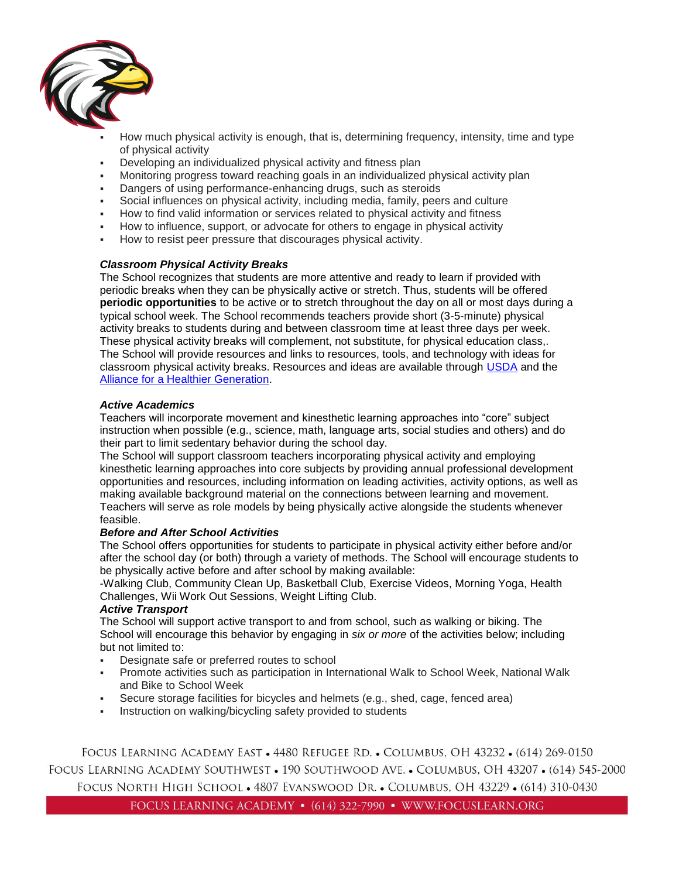- How much physical activity is enough, that is, determining frequency, intensity, time and type of physical activity
- Developing an individualized physical activity and fitness plan
- Monitoring progress toward reaching goals in an individualized physical activity plan
- Dangers of using performance-enhancing drugs, such as steroids
- Social influences on physical activity, including media, family, peers and culture
- How to find valid information or services related to physical activity and fitness
- How to influence, support, or advocate for others to engage in physical activity
- How to resist peer pressure that discourages physical activity.

***Classroom Physical Activity Breaks***

The School recognizes that students are more attentive and ready to learn if provided with periodic breaks when they can be physically active or stretch. Thus, students will be offered **periodic opportunities** to be active or to stretch throughout the day on all or most days during a typical school week. The School recommends teachers provide short (3-5-minute) physical activity breaks to students during and between classroom time at least three days per week. These physical activity breaks will complement, not substitute, for physical education class,. The School will provide resources and links to resources, tools, and technology with ideas for classroom physical activity breaks. Resources and ideas are available through USDA and the Alliance for a Healthier Generation.

***Active Academics***

Teachers will incorporate movement and kinesthetic learning approaches into "core" subject instruction when possible (e.g., science, math, language arts, social studies and others) and do their part to limit sedentary behavior during the school day.

The School will support classroom teachers incorporating physical activity and employing kinesthetic learning approaches into core subjects by providing annual professional development opportunities and resources, including information on leading activities, activity options, as well as making available background material on the connections between learning and movement. Teachers will serve as role models by being physically active alongside the students whenever feasible.

***Before and After School Activities***

The School offers opportunities for students to participate in physical activity either before and/or after the school day (or both) through a variety of methods. The School will encourage students to be physically active before and after school by making available:

-Walking Club, Community Clean Up, Basketball Club, Exercise Videos, Morning Yoga, Health Challenges, Wii Work Out Sessions, Weight Lifting Club.

***Active Transport***

The School will support active transport to and from school, such as walking or biking. The School will encourage this behavior by engaging in *six or more* of the activities below; including but not limited to:

- Designate safe or preferred routes to school
- Promote activities such as participation in International Walk to School Week, National Walk and Bike to School Week
- Secure storage facilities for bicycles and helmets (e.g., shed, cage, fenced area)
- Instruction on walking/bicycling safety provided to students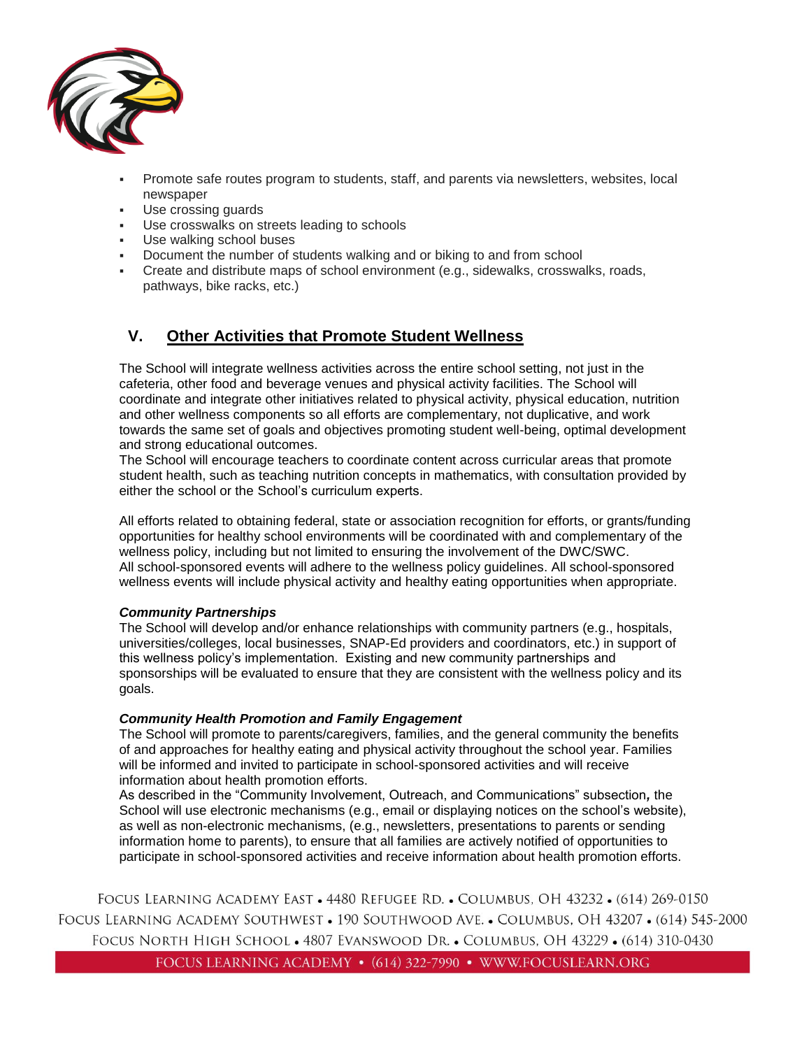- Promote safe routes program to students, staff, and parents via newsletters, websites, local newspaper
- Use crossing guards
- Use crosswalks on streets leading to schools
- Use walking school buses
- Document the number of students walking and or biking to and from school
- Create and distribute maps of school environment (e.g., sidewalks, crosswalks, roads, pathways, bike racks, etc.)

## V. Other Activities that Promote Student Wellness

The School will integrate wellness activities across the entire school setting, not just in the cafeteria, other food and beverage venues and physical activity facilities. The School will coordinate and integrate other initiatives related to physical activity, physical education, nutrition and other wellness components so all efforts are complementary, not duplicative, and work towards the same set of goals and objectives promoting student well-being, optimal development and strong educational outcomes.

The School will encourage teachers to coordinate content across curricular areas that promote student health, such as teaching nutrition concepts in mathematics, with consultation provided by either the school or the School's curriculum experts.

All efforts related to obtaining federal, state or association recognition for efforts, or grants/funding opportunities for healthy school environments will be coordinated with and complementary of the wellness policy, including but not limited to ensuring the involvement of the DWC/SWC.

All school-sponsored events will adhere to the wellness policy guidelines. All school-sponsored wellness events will include physical activity and healthy eating opportunities when appropriate.

***Community Partnerships***

The School will develop and/or enhance relationships with community partners (e.g., hospitals, universities/colleges, local businesses, SNAP-Ed providers and coordinators, etc.) in support of this wellness policy's implementation. Existing and new community partnerships and sponsorships will be evaluated to ensure that they are consistent with the wellness policy and its goals.

***Community Health Promotion and Family Engagement***

The School will promote to parents/caregivers, families, and the general community the benefits of and approaches for healthy eating and physical activity throughout the school year. Families will be informed and invited to participate in school-sponsored activities and will receive information about health promotion efforts.

As described in the "Community Involvement, Outreach, and Communications" subsection, the School will use electronic mechanisms (e.g., email or displaying notices on the school's website), as well as non-electronic mechanisms, (e.g., newsletters, presentations to parents or sending information home to parents), to ensure that all families are actively notified of opportunities to participate in school-sponsored activities and receive information about health promotion efforts.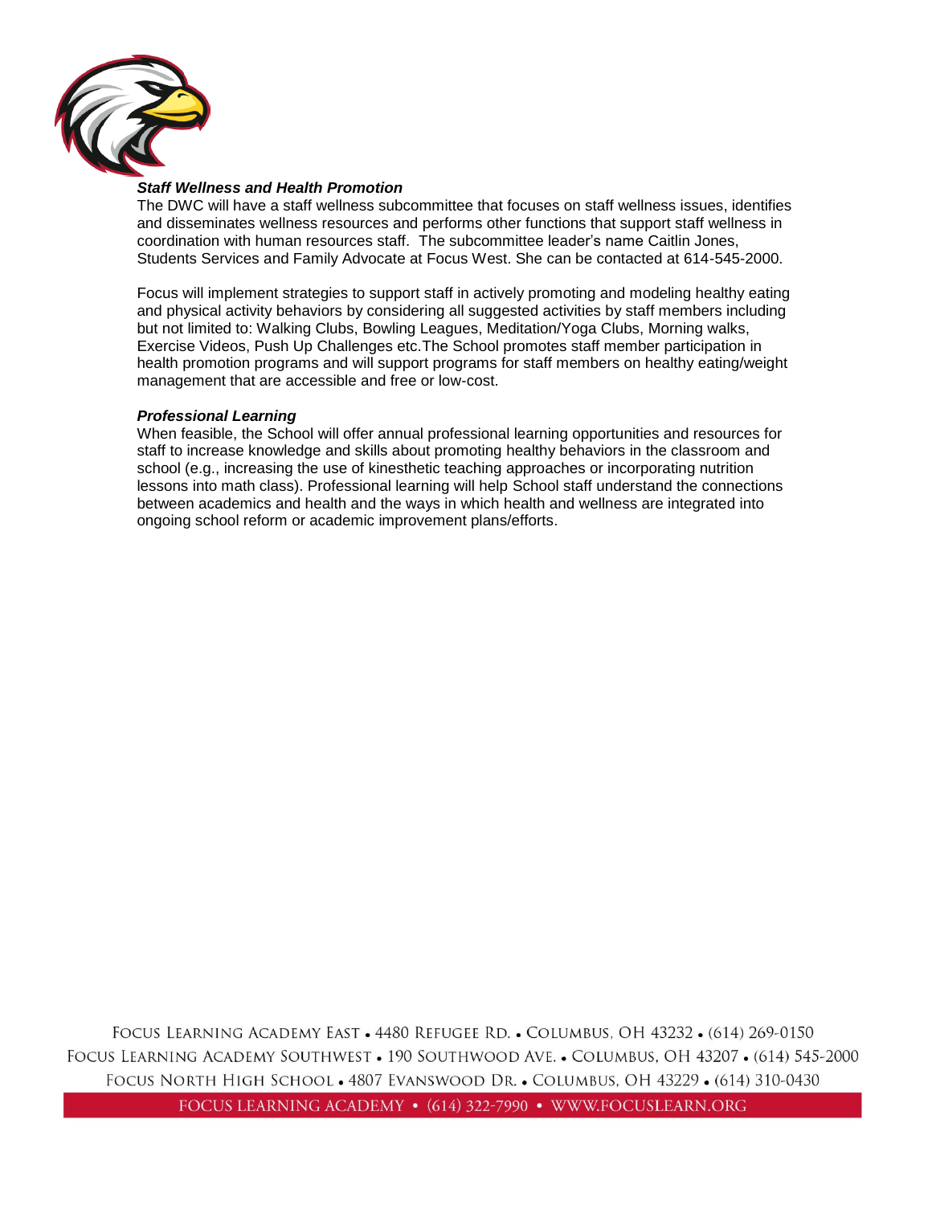***Staff Wellness and Health Promotion***

The DWC will have a staff wellness subcommittee that focuses on staff wellness issues, identifies and disseminates wellness resources and performs other functions that support staff wellness in coordination with human resources staff. The subcommittee leader's name Caitlin Jones, Students Services and Family Advocate at Focus West. She can be contacted at 614-545-2000.

Focus will implement strategies to support staff in actively promoting and modeling healthy eating and physical activity behaviors by considering all suggested activities by staff members including but not limited to: Walking Clubs, Bowling Leagues, Meditation/Yoga Clubs, Morning walks, Exercise Videos, Push Up Challenges etc.The School promotes staff member participation in health promotion programs and will support programs for staff members on healthy eating/weight management that are accessible and free or low-cost.

***Professional Learning***

When feasible, the School will offer annual professional learning opportunities and resources for staff to increase knowledge and skills about promoting healthy behaviors in the classroom and school (e.g., increasing the use of kinesthetic teaching approaches or incorporating nutrition lessons into math class). Professional learning will help School staff understand the connections between academics and health and the ways in which health and wellness are integrated into ongoing school reform or academic improvement plans/efforts.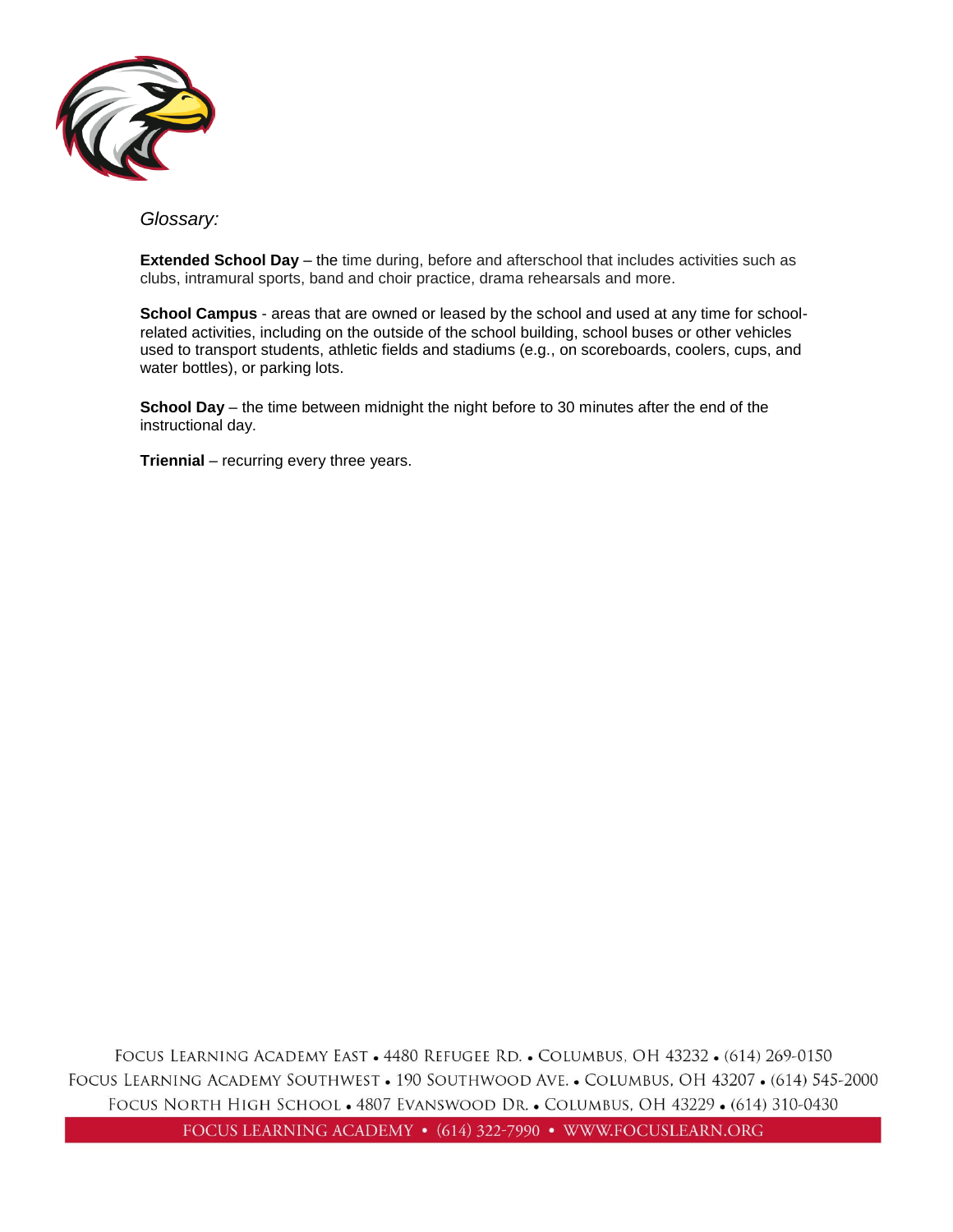*Glossary:*

**Extended School Day** – the time during, before and afterschool that includes activities such as clubs, intramural sports, band and choir practice, drama rehearsals and more.

**School Campus** - areas that are owned or leased by the school and used at any time for school-related activities, including on the outside of the school building, school buses or other vehicles used to transport students, athletic fields and stadiums (e.g., on scoreboards, coolers, cups, and water bottles), or parking lots.

**School Day** – the time between midnight the night before to 30 minutes after the end of the instructional day.

**Triennial** – recurring every three years.